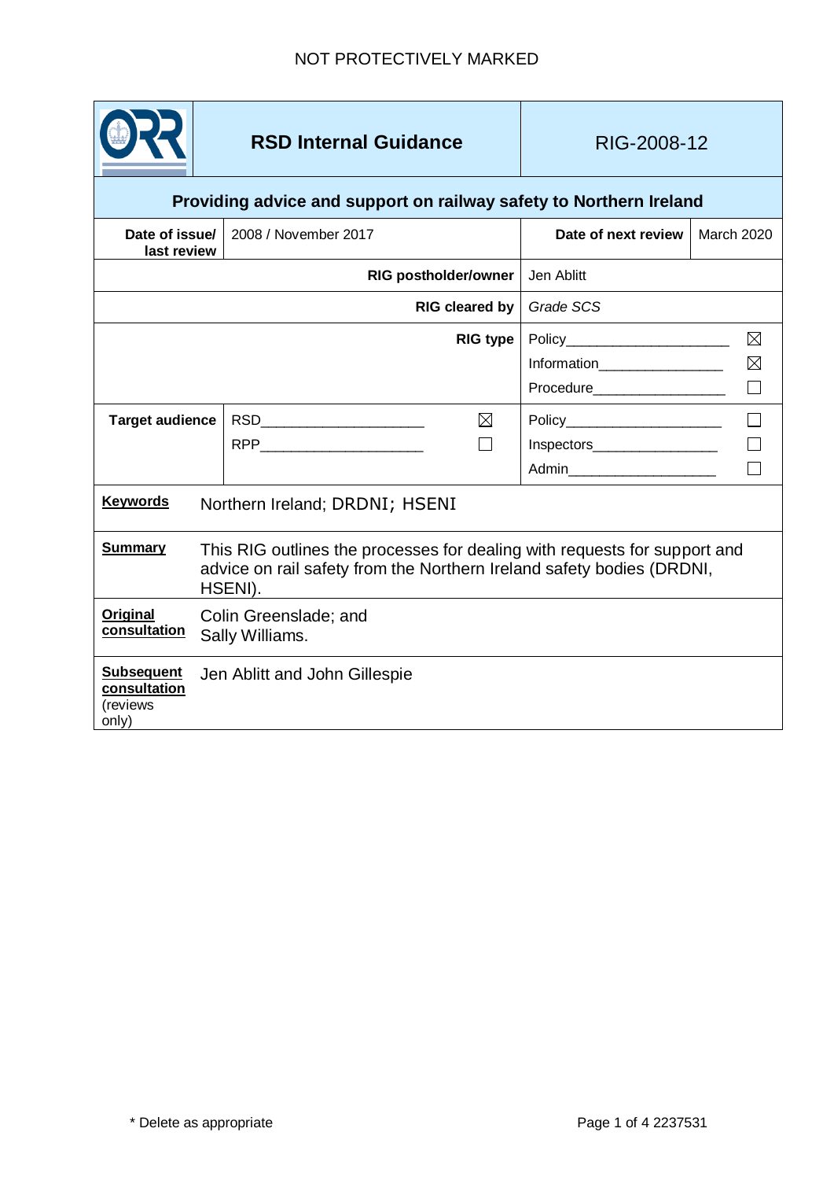NOT PROTECTIVELY MARKED

| | **RSD Internal Guidance** | RIG-2008-12 | |
|---|---|---|---|
| **Providing advice and support on railway safety to Northern Ireland** | | | |
| **Date of issue/ last review** | 2008 / November 2017 | **Date of next review** | March 2020 |
| **RIG postholder/owner** | | Jen Ablitt | |
| **RIG cleared by** | | *Grade SCS* | |
| **RIG type** | | Policy ☒<br>Information ☒<br>Procedure ☐ | |
| **Target audience** | RSD ☒<br>RPP ☐ | Policy ☐<br>Inspectors ☐<br>Admin ☐ | |
| **Keywords** | Northern Ireland; DRDNI; HSENI | | |
| **Summary** | This RIG outlines the processes for dealing with requests for support and advice on rail safety from the Northern Ireland safety bodies (DRDNI, HSENI). | | |
| **Original consultation** | Colin Greenslade; and Sally Williams. | | |
| **Subsequent consultation** (reviews only) | Jen Ablitt and John Gillespie | | |

\* Delete as appropriate

2237531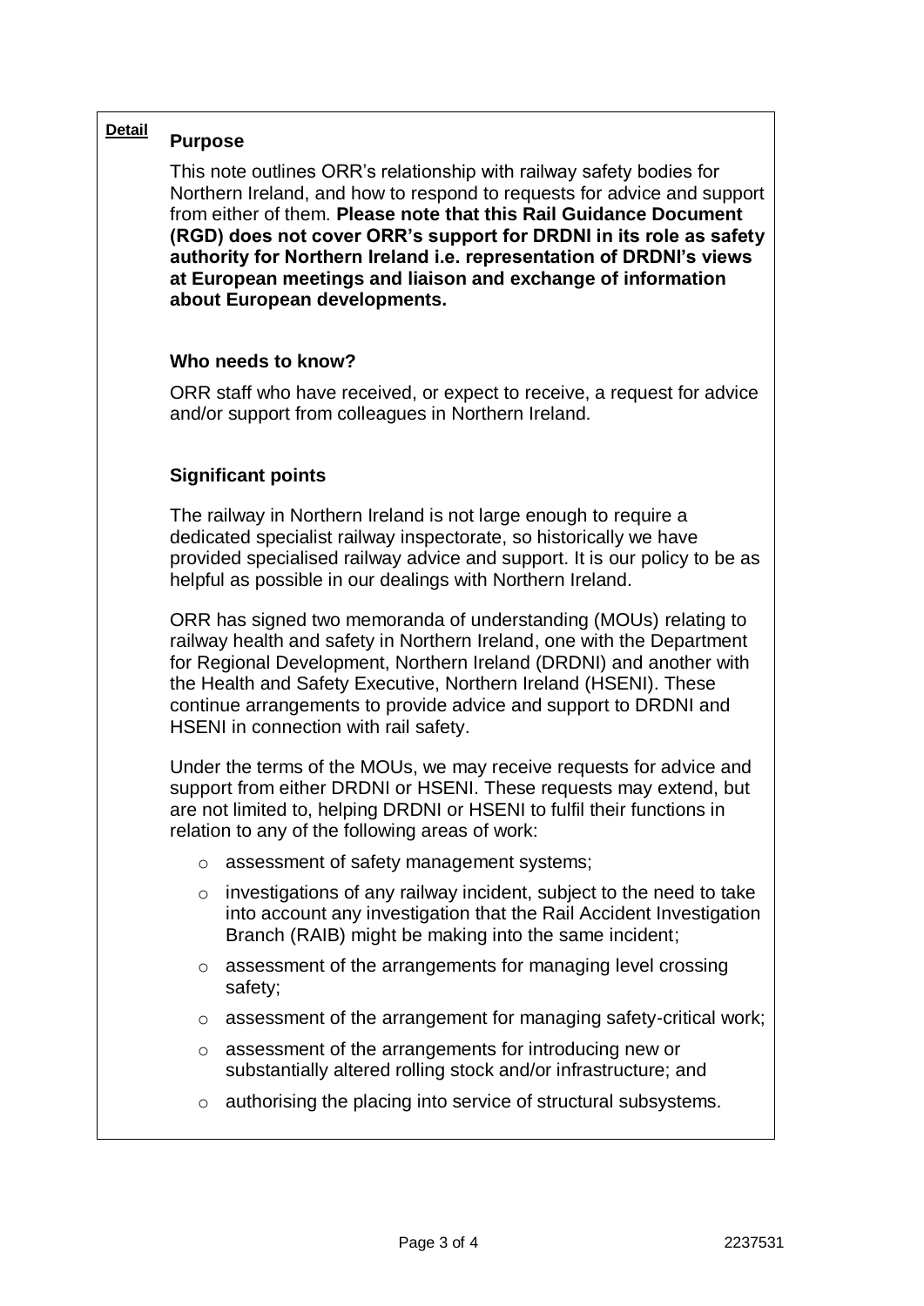**Detail**

## Purpose

This note outlines ORR's relationship with railway safety bodies for Northern Ireland, and how to respond to requests for advice and support from either of them. **Please note that this Rail Guidance Document (RGD) does not cover ORR's support for DRDNI in its role as safety authority for Northern Ireland i.e. representation of DRDNI's views at European meetings and liaison and exchange of information about European developments.**

## Who needs to know?

ORR staff who have received, or expect to receive, a request for advice and/or support from colleagues in Northern Ireland.

## Significant points

The railway in Northern Ireland is not large enough to require a dedicated specialist railway inspectorate, so historically we have provided specialised railway advice and support. It is our policy to be as helpful as possible in our dealings with Northern Ireland.

ORR has signed two memoranda of understanding (MOUs) relating to railway health and safety in Northern Ireland, one with the Department for Regional Development, Northern Ireland (DRDNI) and another with the Health and Safety Executive, Northern Ireland (HSENI). These continue arrangements to provide advice and support to DRDNI and HSENI in connection with rail safety.

Under the terms of the MOUs, we may receive requests for advice and support from either DRDNI or HSENI. These requests may extend, but are not limited to, helping DRDNI or HSENI to fulfil their functions in relation to any of the following areas of work:

- assessment of safety management systems;
- investigations of any railway incident, subject to the need to take into account any investigation that the Rail Accident Investigation Branch (RAIB) might be making into the same incident;
- assessment of the arrangements for managing level crossing safety;
- assessment of the arrangement for managing safety-critical work;
- assessment of the arrangements for introducing new or substantially altered rolling stock and/or infrastructure; and
- authorising the placing into service of structural subsystems.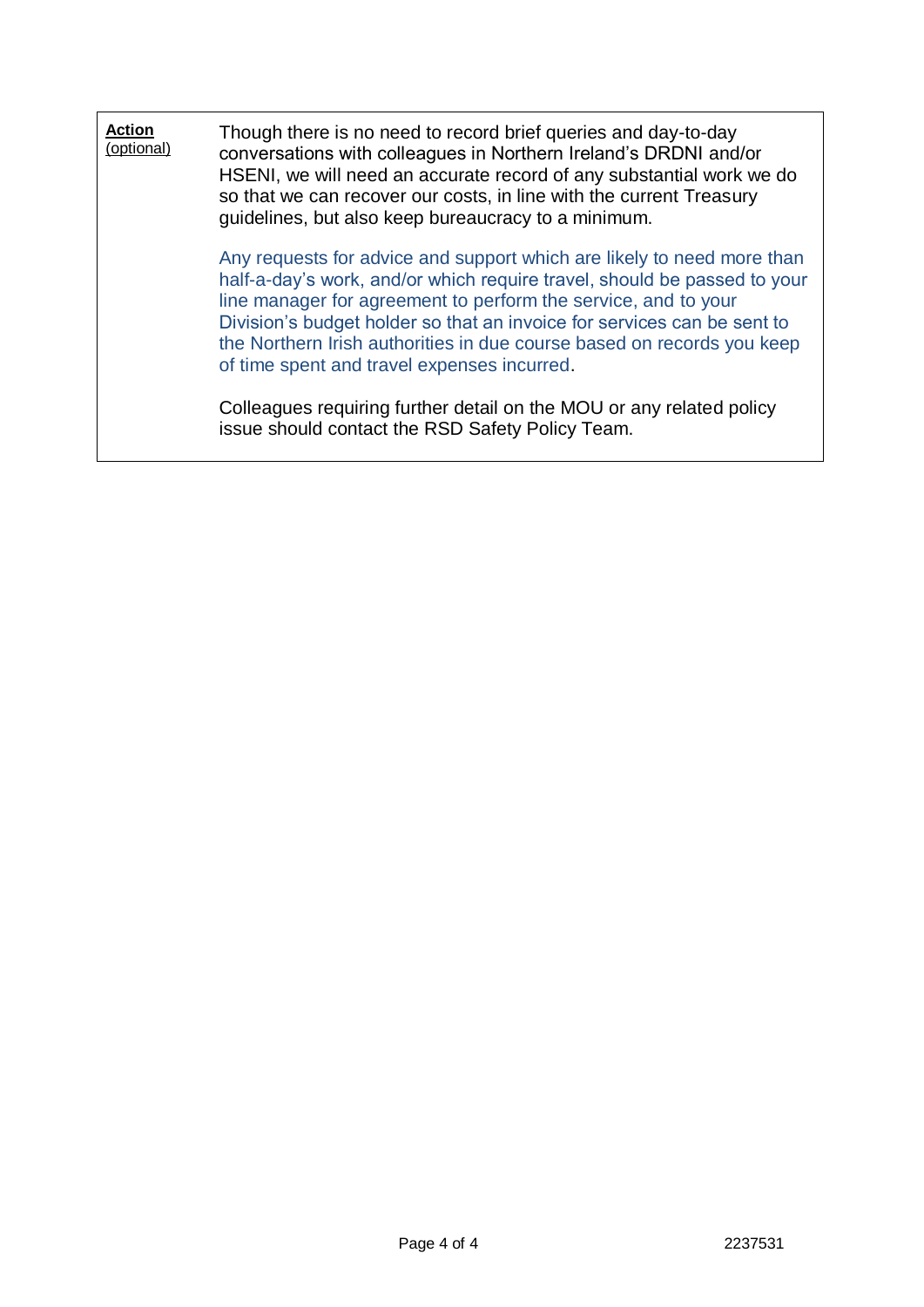| | |
|---|---|
| **Action** (optional) | Though there is no need to record brief queries and day-to-day conversations with colleagues in Northern Ireland's DRDNI and/or HSENI, we will need an accurate record of any substantial work we do so that we can recover our costs, in line with the current Treasury guidelines, but also keep bureaucracy to a minimum.<br><br>Any requests for advice and support which are likely to need more than half-a-day's work, and/or which require travel, should be passed to your line manager for agreement to perform the service, and to your Division's budget holder so that an invoice for services can be sent to the Northern Irish authorities in due course based on records you keep of time spent and travel expenses incurred.<br><br>Colleagues requiring further detail on the MOU or any related policy issue should contact the RSD Safety Policy Team. |

2237531